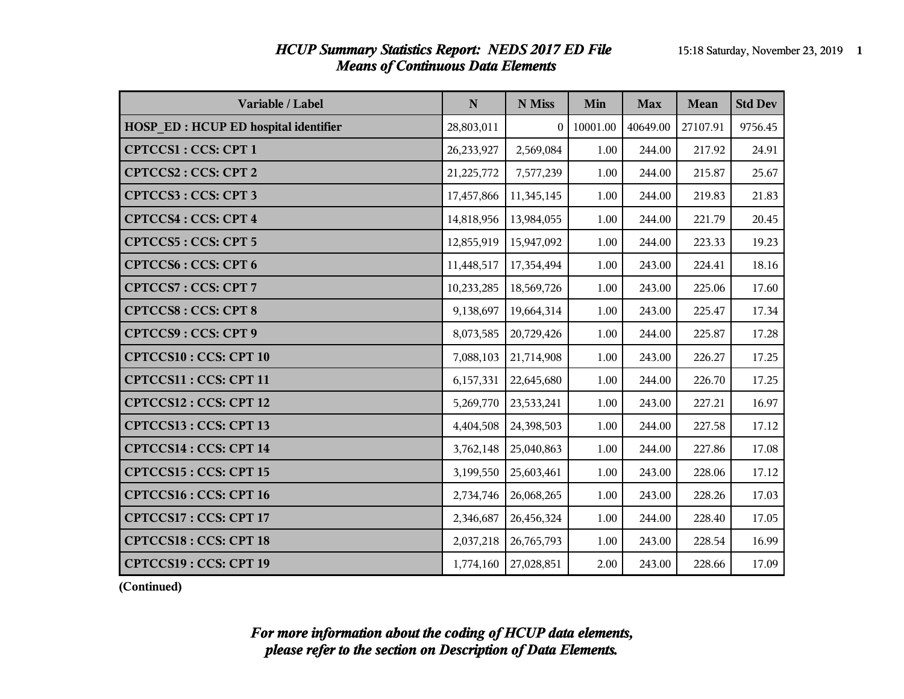# HCUP Summary Statistics Report: NEDS 2017 ED File
## Means of Continuous Data Elements

| Variable / Label | N | N Miss | Min | Max | Mean | Std Dev |
|---|---|---|---|---|---|---|
| HOSP_ED : HCUP ED hospital identifier | 28,803,011 | 0 | 10001.00 | 40649.00 | 27107.91 | 9756.45 |
| CPTCCS1 : CCS: CPT 1 | 26,233,927 | 2,569,084 | 1.00 | 244.00 | 217.92 | 24.91 |
| CPTCCS2 : CCS: CPT 2 | 21,225,772 | 7,577,239 | 1.00 | 244.00 | 215.87 | 25.67 |
| CPTCCS3 : CCS: CPT 3 | 17,457,866 | 11,345,145 | 1.00 | 244.00 | 219.83 | 21.83 |
| CPTCCS4 : CCS: CPT 4 | 14,818,956 | 13,984,055 | 1.00 | 244.00 | 221.79 | 20.45 |
| CPTCCS5 : CCS: CPT 5 | 12,855,919 | 15,947,092 | 1.00 | 244.00 | 223.33 | 19.23 |
| CPTCCS6 : CCS: CPT 6 | 11,448,517 | 17,354,494 | 1.00 | 243.00 | 224.41 | 18.16 |
| CPTCCS7 : CCS: CPT 7 | 10,233,285 | 18,569,726 | 1.00 | 243.00 | 225.06 | 17.60 |
| CPTCCS8 : CCS: CPT 8 | 9,138,697 | 19,664,314 | 1.00 | 243.00 | 225.47 | 17.34 |
| CPTCCS9 : CCS: CPT 9 | 8,073,585 | 20,729,426 | 1.00 | 244.00 | 225.87 | 17.28 |
| CPTCCS10 : CCS: CPT 10 | 7,088,103 | 21,714,908 | 1.00 | 243.00 | 226.27 | 17.25 |
| CPTCCS11 : CCS: CPT 11 | 6,157,331 | 22,645,680 | 1.00 | 244.00 | 226.70 | 17.25 |
| CPTCCS12 : CCS: CPT 12 | 5,269,770 | 23,533,241 | 1.00 | 243.00 | 227.21 | 16.97 |
| CPTCCS13 : CCS: CPT 13 | 4,404,508 | 24,398,503 | 1.00 | 244.00 | 227.58 | 17.12 |
| CPTCCS14 : CCS: CPT 14 | 3,762,148 | 25,040,863 | 1.00 | 244.00 | 227.86 | 17.08 |
| CPTCCS15 : CCS: CPT 15 | 3,199,550 | 25,603,461 | 1.00 | 243.00 | 228.06 | 17.12 |
| CPTCCS16 : CCS: CPT 16 | 2,734,746 | 26,068,265 | 1.00 | 243.00 | 228.26 | 17.03 |
| CPTCCS17 : CCS: CPT 17 | 2,346,687 | 26,456,324 | 1.00 | 244.00 | 228.40 | 17.05 |
| CPTCCS18 : CCS: CPT 18 | 2,037,218 | 26,765,793 | 1.00 | 243.00 | 228.54 | 16.99 |
| CPTCCS19 : CCS: CPT 19 | 1,774,160 | 27,028,851 | 2.00 | 243.00 | 228.66 | 17.09 |

**(Continued)**

***For more information about the coding of HCUP data elements, please refer to the section on Description of Data Elements.***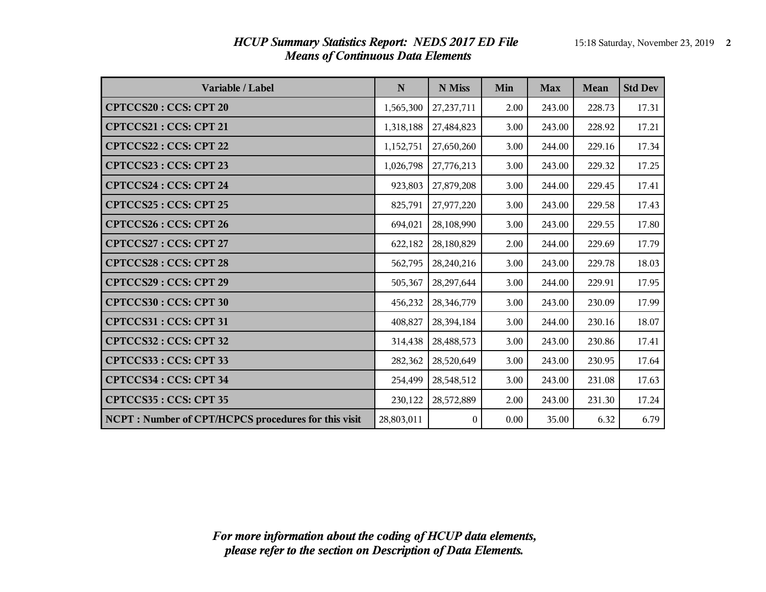# *HCUP Summary Statistics Report: NEDS 2017 ED File*
## *Means of Continuous Data Elements*

| Variable / Label | N | N Miss | Min | Max | Mean | Std Dev |
|---|---|---|---|---|---|---|
| **CPTCCS20 : CCS: CPT 20** | 1,565,300 | 27,237,711 | 2.00 | 243.00 | 228.73 | 17.31 |
| **CPTCCS21 : CCS: CPT 21** | 1,318,188 | 27,484,823 | 3.00 | 243.00 | 228.92 | 17.21 |
| **CPTCCS22 : CCS: CPT 22** | 1,152,751 | 27,650,260 | 3.00 | 244.00 | 229.16 | 17.34 |
| **CPTCCS23 : CCS: CPT 23** | 1,026,798 | 27,776,213 | 3.00 | 243.00 | 229.32 | 17.25 |
| **CPTCCS24 : CCS: CPT 24** | 923,803 | 27,879,208 | 3.00 | 244.00 | 229.45 | 17.41 |
| **CPTCCS25 : CCS: CPT 25** | 825,791 | 27,977,220 | 3.00 | 243.00 | 229.58 | 17.43 |
| **CPTCCS26 : CCS: CPT 26** | 694,021 | 28,108,990 | 3.00 | 243.00 | 229.55 | 17.80 |
| **CPTCCS27 : CCS: CPT 27** | 622,182 | 28,180,829 | 2.00 | 244.00 | 229.69 | 17.79 |
| **CPTCCS28 : CCS: CPT 28** | 562,795 | 28,240,216 | 3.00 | 243.00 | 229.78 | 18.03 |
| **CPTCCS29 : CCS: CPT 29** | 505,367 | 28,297,644 | 3.00 | 244.00 | 229.91 | 17.95 |
| **CPTCCS30 : CCS: CPT 30** | 456,232 | 28,346,779 | 3.00 | 243.00 | 230.09 | 17.99 |
| **CPTCCS31 : CCS: CPT 31** | 408,827 | 28,394,184 | 3.00 | 244.00 | 230.16 | 18.07 |
| **CPTCCS32 : CCS: CPT 32** | 314,438 | 28,488,573 | 3.00 | 243.00 | 230.86 | 17.41 |
| **CPTCCS33 : CCS: CPT 33** | 282,362 | 28,520,649 | 3.00 | 243.00 | 230.95 | 17.64 |
| **CPTCCS34 : CCS: CPT 34** | 254,499 | 28,548,512 | 3.00 | 243.00 | 231.08 | 17.63 |
| **CPTCCS35 : CCS: CPT 35** | 230,122 | 28,572,889 | 2.00 | 243.00 | 231.30 | 17.24 |
| **NCPT : Number of CPT/HCPCS procedures for this visit** | 28,803,011 | 0 | 0.00 | 35.00 | 6.32 | 6.79 |

***For more information about the coding of HCUP data elements, please refer to the section on Description of Data Elements.***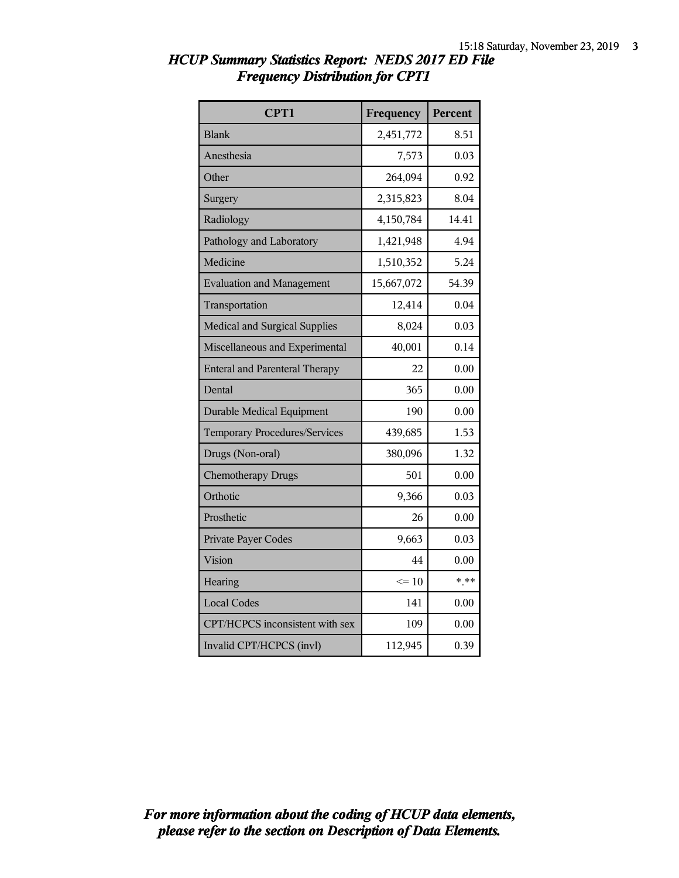# *HCUP Summary Statistics Report: NEDS 2017 ED File*
## *Frequency Distribution for CPT1*

| CPT1 | Frequency | Percent |
|---|---|---|
| Blank | 2,451,772 | 8.51 |
| Anesthesia | 7,573 | 0.03 |
| Other | 264,094 | 0.92 |
| Surgery | 2,315,823 | 8.04 |
| Radiology | 4,150,784 | 14.41 |
| Pathology and Laboratory | 1,421,948 | 4.94 |
| Medicine | 1,510,352 | 5.24 |
| Evaluation and Management | 15,667,072 | 54.39 |
| Transportation | 12,414 | 0.04 |
| Medical and Surgical Supplies | 8,024 | 0.03 |
| Miscellaneous and Experimental | 40,001 | 0.14 |
| Enteral and Parenteral Therapy | 22 | 0.00 |
| Dental | 365 | 0.00 |
| Durable Medical Equipment | 190 | 0.00 |
| Temporary Procedures/Services | 439,685 | 1.53 |
| Drugs (Non-oral) | 380,096 | 1.32 |
| Chemotherapy Drugs | 501 | 0.00 |
| Orthotic | 9,366 | 0.03 |
| Prosthetic | 26 | 0.00 |
| Private Payer Codes | 9,663 | 0.03 |
| Vision | 44 | 0.00 |
| Hearing | <= 10 | *.** |
| Local Codes | 141 | 0.00 |
| CPT/HCPCS inconsistent with sex | 109 | 0.00 |
| Invalid CPT/HCPCS (invl) | 112,945 | 0.39 |

***For more information about the coding of HCUP data elements, please refer to the section on Description of Data Elements.***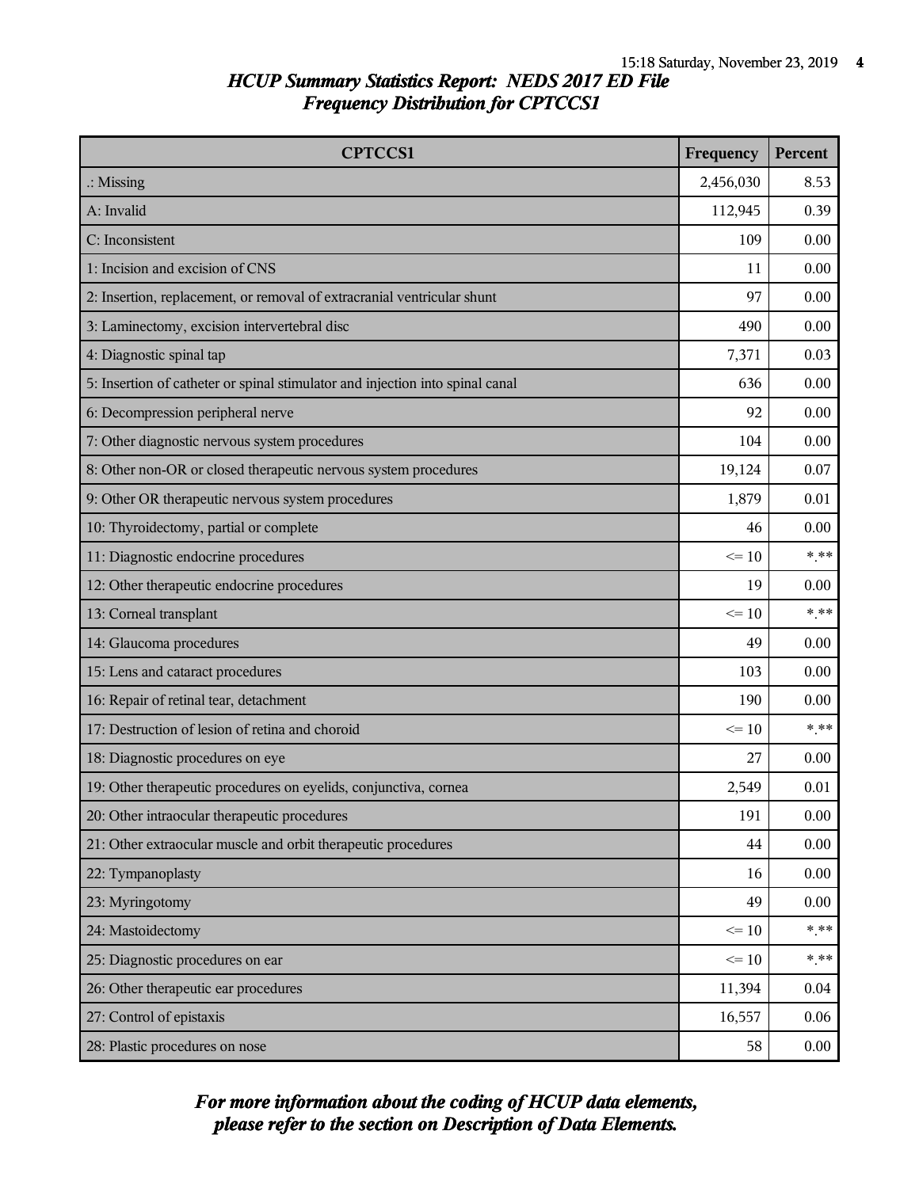## HCUP Summary Statistics Report: NEDS 2017 ED File
## Frequency Distribution for CPTCCS1

| CPTCCS1 | Frequency | Percent |
| --- | --- | --- |
| .: Missing | 2,456,030 | 8.53 |
| A: Invalid | 112,945 | 0.39 |
| C: Inconsistent | 109 | 0.00 |
| 1: Incision and excision of CNS | 11 | 0.00 |
| 2: Insertion, replacement, or removal of extracranial ventricular shunt | 97 | 0.00 |
| 3: Laminectomy, excision intervertebral disc | 490 | 0.00 |
| 4: Diagnostic spinal tap | 7,371 | 0.03 |
| 5: Insertion of catheter or spinal stimulator and injection into spinal canal | 636 | 0.00 |
| 6: Decompression peripheral nerve | 92 | 0.00 |
| 7: Other diagnostic nervous system procedures | 104 | 0.00 |
| 8: Other non-OR or closed therapeutic nervous system procedures | 19,124 | 0.07 |
| 9: Other OR therapeutic nervous system procedures | 1,879 | 0.01 |
| 10: Thyroidectomy, partial or complete | 46 | 0.00 |
| 11: Diagnostic endocrine procedures | <= 10 | *.** |
| 12: Other therapeutic endocrine procedures | 19 | 0.00 |
| 13: Corneal transplant | <= 10 | *.** |
| 14: Glaucoma procedures | 49 | 0.00 |
| 15: Lens and cataract procedures | 103 | 0.00 |
| 16: Repair of retinal tear, detachment | 190 | 0.00 |
| 17: Destruction of lesion of retina and choroid | <= 10 | *.** |
| 18: Diagnostic procedures on eye | 27 | 0.00 |
| 19: Other therapeutic procedures on eyelids, conjunctiva, cornea | 2,549 | 0.01 |
| 20: Other intraocular therapeutic procedures | 191 | 0.00 |
| 21: Other extraocular muscle and orbit therapeutic procedures | 44 | 0.00 |
| 22: Tympanoplasty | 16 | 0.00 |
| 23: Myringotomy | 49 | 0.00 |
| 24: Mastoidectomy | <= 10 | *.** |
| 25: Diagnostic procedures on ear | <= 10 | *.** |
| 26: Other therapeutic ear procedures | 11,394 | 0.04 |
| 27: Control of epistaxis | 16,557 | 0.06 |
| 28: Plastic procedures on nose | 58 | 0.00 |

*For more information about the coding of HCUP data elements, please refer to the section on Description of Data Elements.*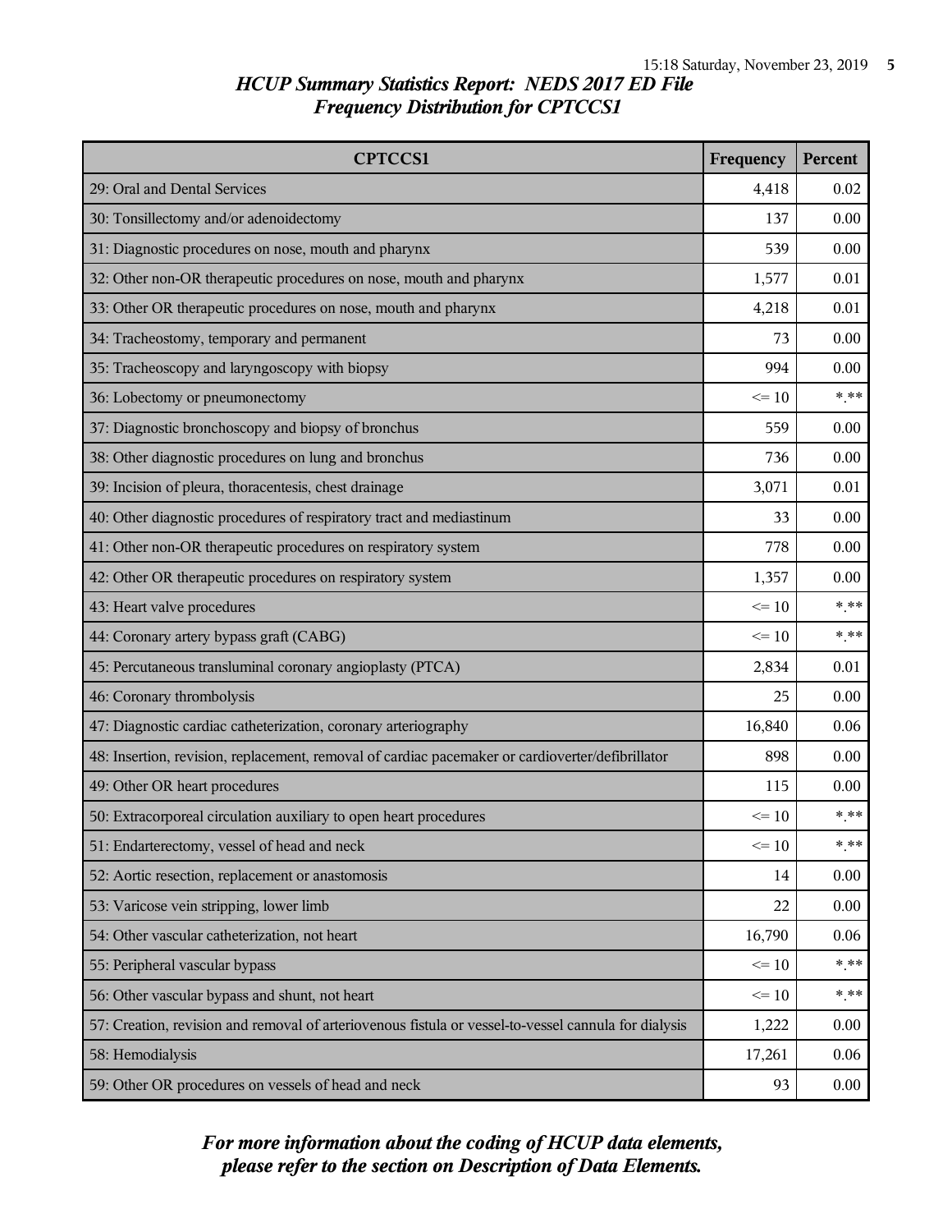## *HCUP Summary Statistics Report: NEDS 2017 ED File*
## *Frequency Distribution for CPTCCS1*

| CPTCCS1 | Frequency | Percent |
|---|---|---|
| 29: Oral and Dental Services | 4,418 | 0.02 |
| 30: Tonsillectomy and/or adenoidectomy | 137 | 0.00 |
| 31: Diagnostic procedures on nose, mouth and pharynx | 539 | 0.00 |
| 32: Other non-OR therapeutic procedures on nose, mouth and pharynx | 1,577 | 0.01 |
| 33: Other OR therapeutic procedures on nose, mouth and pharynx | 4,218 | 0.01 |
| 34: Tracheostomy, temporary and permanent | 73 | 0.00 |
| 35: Tracheoscopy and laryngoscopy with biopsy | 994 | 0.00 |
| 36: Lobectomy or pneumonectomy | <= 10 | *.** |
| 37: Diagnostic bronchoscopy and biopsy of bronchus | 559 | 0.00 |
| 38: Other diagnostic procedures on lung and bronchus | 736 | 0.00 |
| 39: Incision of pleura, thoracentesis, chest drainage | 3,071 | 0.01 |
| 40: Other diagnostic procedures of respiratory tract and mediastinum | 33 | 0.00 |
| 41: Other non-OR therapeutic procedures on respiratory system | 778 | 0.00 |
| 42: Other OR therapeutic procedures on respiratory system | 1,357 | 0.00 |
| 43: Heart valve procedures | <= 10 | *.** |
| 44: Coronary artery bypass graft (CABG) | <= 10 | *.** |
| 45: Percutaneous transluminal coronary angioplasty (PTCA) | 2,834 | 0.01 |
| 46: Coronary thrombolysis | 25 | 0.00 |
| 47: Diagnostic cardiac catheterization, coronary arteriography | 16,840 | 0.06 |
| 48: Insertion, revision, replacement, removal of cardiac pacemaker or cardioverter/defibrillator | 898 | 0.00 |
| 49: Other OR heart procedures | 115 | 0.00 |
| 50: Extracorporeal circulation auxiliary to open heart procedures | <= 10 | *.** |
| 51: Endarterectomy, vessel of head and neck | <= 10 | *.** |
| 52: Aortic resection, replacement or anastomosis | 14 | 0.00 |
| 53: Varicose vein stripping, lower limb | 22 | 0.00 |
| 54: Other vascular catheterization, not heart | 16,790 | 0.06 |
| 55: Peripheral vascular bypass | <= 10 | *.** |
| 56: Other vascular bypass and shunt, not heart | <= 10 | *.** |
| 57: Creation, revision and removal of arteriovenous fistula or vessel-to-vessel cannula for dialysis | 1,222 | 0.00 |
| 58: Hemodialysis | 17,261 | 0.06 |
| 59: Other OR procedures on vessels of head and neck | 93 | 0.00 |

***For more information about the coding of HCUP data elements, please refer to the section on Description of Data Elements.***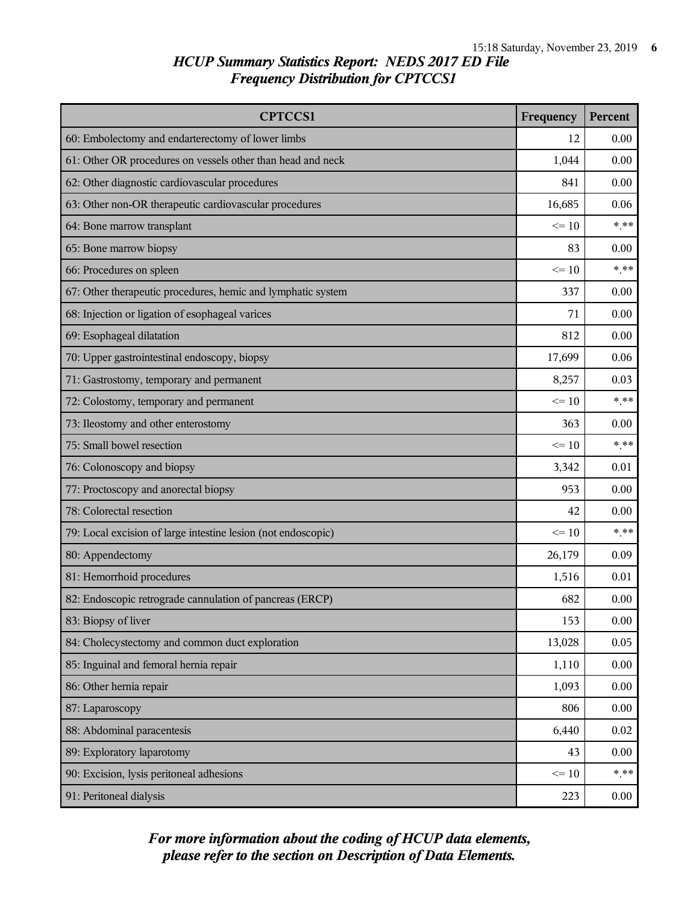## HCUP Summary Statistics Report: NEDS 2017 ED File
## Frequency Distribution for CPTCCS1

| CPTCCS1 | Frequency | Percent |
|---|---|---|
| 60: Embolectomy and endarterectomy of lower limbs | 12 | 0.00 |
| 61: Other OR procedures on vessels other than head and neck | 1,044 | 0.00 |
| 62: Other diagnostic cardiovascular procedures | 841 | 0.00 |
| 63: Other non-OR therapeutic cardiovascular procedures | 16,685 | 0.06 |
| 64: Bone marrow transplant | <= 10 | *.** |
| 65: Bone marrow biopsy | 83 | 0.00 |
| 66: Procedures on spleen | <= 10 | *.** |
| 67: Other therapeutic procedures, hemic and lymphatic system | 337 | 0.00 |
| 68: Injection or ligation of esophageal varices | 71 | 0.00 |
| 69: Esophageal dilatation | 812 | 0.00 |
| 70: Upper gastrointestinal endoscopy, biopsy | 17,699 | 0.06 |
| 71: Gastrostomy, temporary and permanent | 8,257 | 0.03 |
| 72: Colostomy, temporary and permanent | <= 10 | *.** |
| 73: Ileostomy and other enterostomy | 363 | 0.00 |
| 75: Small bowel resection | <= 10 | *.** |
| 76: Colonoscopy and biopsy | 3,342 | 0.01 |
| 77: Proctoscopy and anorectal biopsy | 953 | 0.00 |
| 78: Colorectal resection | 42 | 0.00 |
| 79: Local excision of large intestine lesion (not endoscopic) | <= 10 | *.** |
| 80: Appendectomy | 26,179 | 0.09 |
| 81: Hemorrhoid procedures | 1,516 | 0.01 |
| 82: Endoscopic retrograde cannulation of pancreas (ERCP) | 682 | 0.00 |
| 83: Biopsy of liver | 153 | 0.00 |
| 84: Cholecystectomy and common duct exploration | 13,028 | 0.05 |
| 85: Inguinal and femoral hernia repair | 1,110 | 0.00 |
| 86: Other hernia repair | 1,093 | 0.00 |
| 87: Laparoscopy | 806 | 0.00 |
| 88: Abdominal paracentesis | 6,440 | 0.02 |
| 89: Exploratory laparotomy | 43 | 0.00 |
| 90: Excision, lysis peritoneal adhesions | <= 10 | *.** |
| 91: Peritoneal dialysis | 223 | 0.00 |

*For more information about the coding of HCUP data elements, please refer to the section on Description of Data Elements.*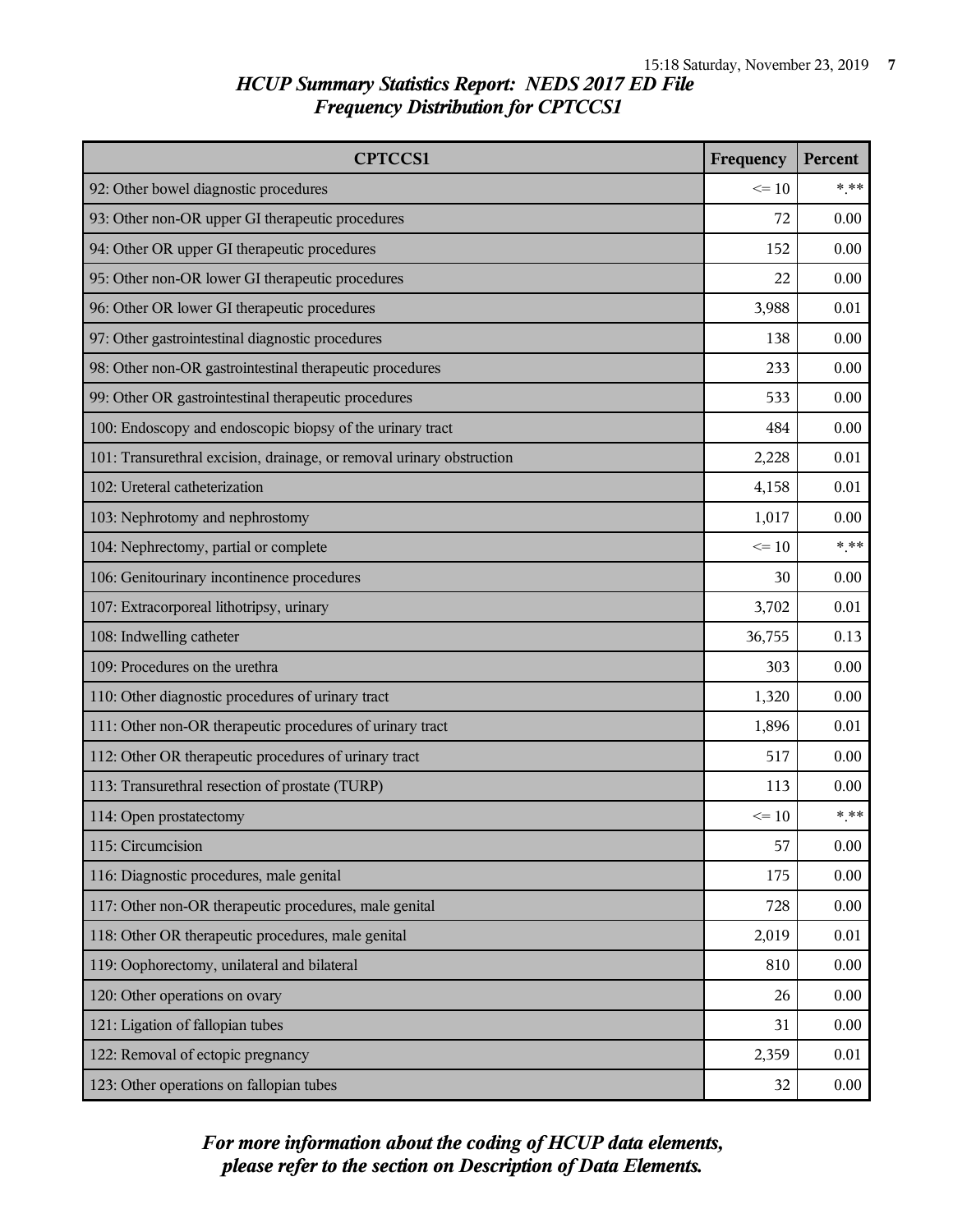## *HCUP Summary Statistics Report: NEDS 2017 ED File*
## *Frequency Distribution for CPTCCS1*

| CPTCCS1 | Frequency | Percent |
|---|---|---|
| 92: Other bowel diagnostic procedures | <= 10 | *.** |
| 93: Other non-OR upper GI therapeutic procedures | 72 | 0.00 |
| 94: Other OR upper GI therapeutic procedures | 152 | 0.00 |
| 95: Other non-OR lower GI therapeutic procedures | 22 | 0.00 |
| 96: Other OR lower GI therapeutic procedures | 3,988 | 0.01 |
| 97: Other gastrointestinal diagnostic procedures | 138 | 0.00 |
| 98: Other non-OR gastrointestinal therapeutic procedures | 233 | 0.00 |
| 99: Other OR gastrointestinal therapeutic procedures | 533 | 0.00 |
| 100: Endoscopy and endoscopic biopsy of the urinary tract | 484 | 0.00 |
| 101: Transurethral excision, drainage, or removal urinary obstruction | 2,228 | 0.01 |
| 102: Ureteral catheterization | 4,158 | 0.01 |
| 103: Nephrotomy and nephrostomy | 1,017 | 0.00 |
| 104: Nephrectomy, partial or complete | <= 10 | *.** |
| 106: Genitourinary incontinence procedures | 30 | 0.00 |
| 107: Extracorporeal lithotripsy, urinary | 3,702 | 0.01 |
| 108: Indwelling catheter | 36,755 | 0.13 |
| 109: Procedures on the urethra | 303 | 0.00 |
| 110: Other diagnostic procedures of urinary tract | 1,320 | 0.00 |
| 111: Other non-OR therapeutic procedures of urinary tract | 1,896 | 0.01 |
| 112: Other OR therapeutic procedures of urinary tract | 517 | 0.00 |
| 113: Transurethral resection of prostate (TURP) | 113 | 0.00 |
| 114: Open prostatectomy | <= 10 | *.** |
| 115: Circumcision | 57 | 0.00 |
| 116: Diagnostic procedures, male genital | 175 | 0.00 |
| 117: Other non-OR therapeutic procedures, male genital | 728 | 0.00 |
| 118: Other OR therapeutic procedures, male genital | 2,019 | 0.01 |
| 119: Oophorectomy, unilateral and bilateral | 810 | 0.00 |
| 120: Other operations on ovary | 26 | 0.00 |
| 121: Ligation of fallopian tubes | 31 | 0.00 |
| 122: Removal of ectopic pregnancy | 2,359 | 0.01 |
| 123: Other operations on fallopian tubes | 32 | 0.00 |

***For more information about the coding of HCUP data elements, please refer to the section on Description of Data Elements.***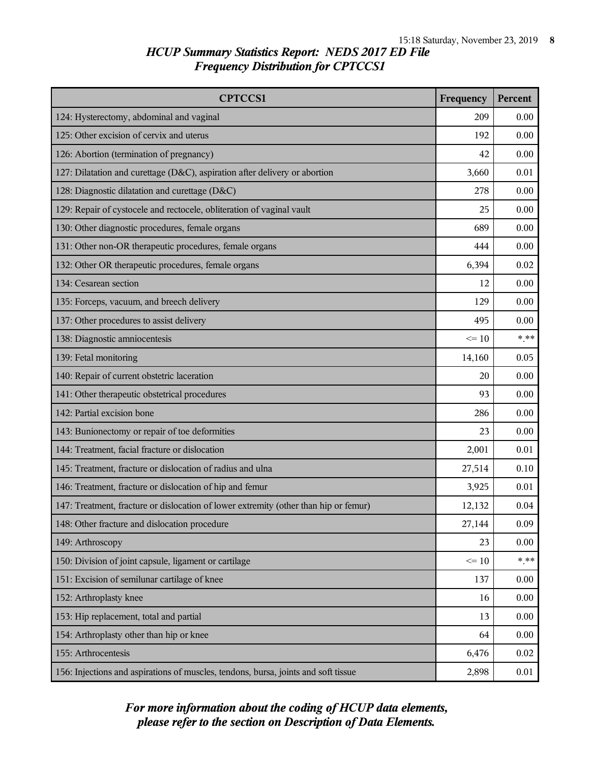## HCUP Summary Statistics Report: NEDS 2017 ED File
## Frequency Distribution for CPTCCS1

| CPTCCS1 | Frequency | Percent |
|---|---|---|
| 124: Hysterectomy, abdominal and vaginal | 209 | 0.00 |
| 125: Other excision of cervix and uterus | 192 | 0.00 |
| 126: Abortion (termination of pregnancy) | 42 | 0.00 |
| 127: Dilatation and curettage (D&C), aspiration after delivery or abortion | 3,660 | 0.01 |
| 128: Diagnostic dilatation and curettage (D&C) | 278 | 0.00 |
| 129: Repair of cystocele and rectocele, obliteration of vaginal vault | 25 | 0.00 |
| 130: Other diagnostic procedures, female organs | 689 | 0.00 |
| 131: Other non-OR therapeutic procedures, female organs | 444 | 0.00 |
| 132: Other OR therapeutic procedures, female organs | 6,394 | 0.02 |
| 134: Cesarean section | 12 | 0.00 |
| 135: Forceps, vacuum, and breech delivery | 129 | 0.00 |
| 137: Other procedures to assist delivery | 495 | 0.00 |
| 138: Diagnostic amniocentesis | <= 10 | *.** |
| 139: Fetal monitoring | 14,160 | 0.05 |
| 140: Repair of current obstetric laceration | 20 | 0.00 |
| 141: Other therapeutic obstetrical procedures | 93 | 0.00 |
| 142: Partial excision bone | 286 | 0.00 |
| 143: Bunionectomy or repair of toe deformities | 23 | 0.00 |
| 144: Treatment, facial fracture or dislocation | 2,001 | 0.01 |
| 145: Treatment, fracture or dislocation of radius and ulna | 27,514 | 0.10 |
| 146: Treatment, fracture or dislocation of hip and femur | 3,925 | 0.01 |
| 147: Treatment, fracture or dislocation of lower extremity (other than hip or femur) | 12,132 | 0.04 |
| 148: Other fracture and dislocation procedure | 27,144 | 0.09 |
| 149: Arthroscopy | 23 | 0.00 |
| 150: Division of joint capsule, ligament or cartilage | <= 10 | *.** |
| 151: Excision of semilunar cartilage of knee | 137 | 0.00 |
| 152: Arthroplasty knee | 16 | 0.00 |
| 153: Hip replacement, total and partial | 13 | 0.00 |
| 154: Arthroplasty other than hip or knee | 64 | 0.00 |
| 155: Arthrocentesis | 6,476 | 0.02 |
| 156: Injections and aspirations of muscles, tendons, bursa, joints and soft tissue | 2,898 | 0.01 |

*For more information about the coding of HCUP data elements, please refer to the section on Description of Data Elements.*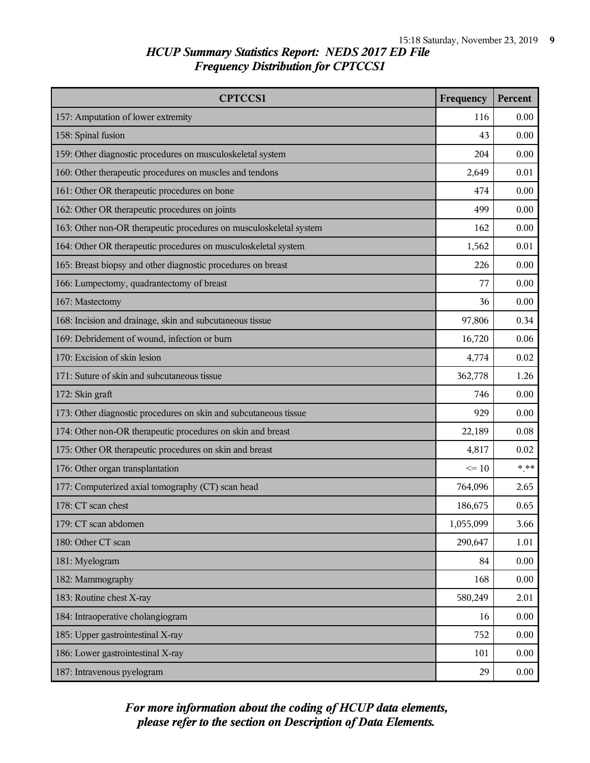## HCUP Summary Statistics Report: NEDS 2017 ED File
## Frequency Distribution for CPTCCS1

| CPTCCS1 | Frequency | Percent |
|---|---|---|
| 157: Amputation of lower extremity | 116 | 0.00 |
| 158: Spinal fusion | 43 | 0.00 |
| 159: Other diagnostic procedures on musculoskeletal system | 204 | 0.00 |
| 160: Other therapeutic procedures on muscles and tendons | 2,649 | 0.01 |
| 161: Other OR therapeutic procedures on bone | 474 | 0.00 |
| 162: Other OR therapeutic procedures on joints | 499 | 0.00 |
| 163: Other non-OR therapeutic procedures on musculoskeletal system | 162 | 0.00 |
| 164: Other OR therapeutic procedures on musculoskeletal system | 1,562 | 0.01 |
| 165: Breast biopsy and other diagnostic procedures on breast | 226 | 0.00 |
| 166: Lumpectomy, quadrantectomy of breast | 77 | 0.00 |
| 167: Mastectomy | 36 | 0.00 |
| 168: Incision and drainage, skin and subcutaneous tissue | 97,806 | 0.34 |
| 169: Debridement of wound, infection or burn | 16,720 | 0.06 |
| 170: Excision of skin lesion | 4,774 | 0.02 |
| 171: Suture of skin and subcutaneous tissue | 362,778 | 1.26 |
| 172: Skin graft | 746 | 0.00 |
| 173: Other diagnostic procedures on skin and subcutaneous tissue | 929 | 0.00 |
| 174: Other non-OR therapeutic procedures on skin and breast | 22,189 | 0.08 |
| 175: Other OR therapeutic procedures on skin and breast | 4,817 | 0.02 |
| 176: Other organ transplantation | <= 10 | *.** |
| 177: Computerized axial tomography (CT) scan head | 764,096 | 2.65 |
| 178: CT scan chest | 186,675 | 0.65 |
| 179: CT scan abdomen | 1,055,099 | 3.66 |
| 180: Other CT scan | 290,647 | 1.01 |
| 181: Myelogram | 84 | 0.00 |
| 182: Mammography | 168 | 0.00 |
| 183: Routine chest X-ray | 580,249 | 2.01 |
| 184: Intraoperative cholangiogram | 16 | 0.00 |
| 185: Upper gastrointestinal X-ray | 752 | 0.00 |
| 186: Lower gastrointestinal X-ray | 101 | 0.00 |
| 187: Intravenous pyelogram | 29 | 0.00 |

*For more information about the coding of HCUP data elements, please refer to the section on Description of Data Elements.*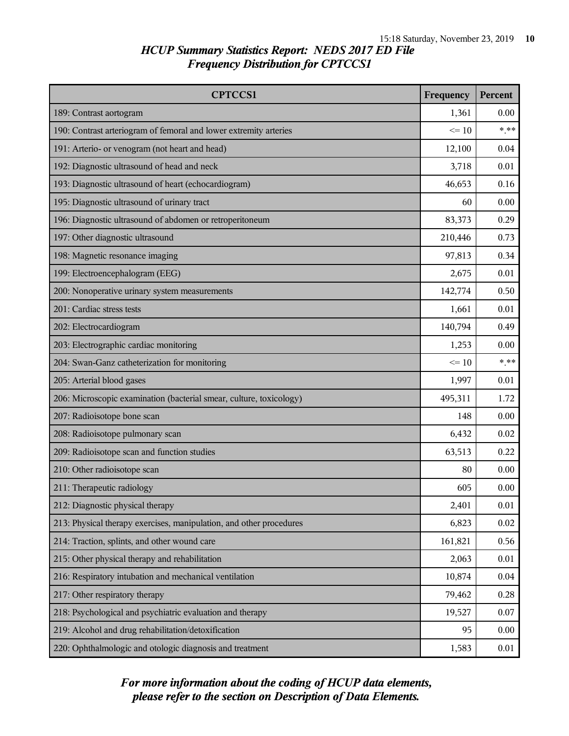## HCUP Summary Statistics Report: NEDS 2017 ED File
## Frequency Distribution for CPTCCS1

| CPTCCS1 | Frequency | Percent |
|---|---|---|
| 189: Contrast aortogram | 1,361 | 0.00 |
| 190: Contrast arteriogram of femoral and lower extremity arteries | <= 10 | *.** |
| 191: Arterio- or venogram (not heart and head) | 12,100 | 0.04 |
| 192: Diagnostic ultrasound of head and neck | 3,718 | 0.01 |
| 193: Diagnostic ultrasound of heart (echocardiogram) | 46,653 | 0.16 |
| 195: Diagnostic ultrasound of urinary tract | 60 | 0.00 |
| 196: Diagnostic ultrasound of abdomen or retroperitoneum | 83,373 | 0.29 |
| 197: Other diagnostic ultrasound | 210,446 | 0.73 |
| 198: Magnetic resonance imaging | 97,813 | 0.34 |
| 199: Electroencephalogram (EEG) | 2,675 | 0.01 |
| 200: Nonoperative urinary system measurements | 142,774 | 0.50 |
| 201: Cardiac stress tests | 1,661 | 0.01 |
| 202: Electrocardiogram | 140,794 | 0.49 |
| 203: Electrographic cardiac monitoring | 1,253 | 0.00 |
| 204: Swan-Ganz catheterization for monitoring | <= 10 | *.** |
| 205: Arterial blood gases | 1,997 | 0.01 |
| 206: Microscopic examination (bacterial smear, culture, toxicology) | 495,311 | 1.72 |
| 207: Radioisotope bone scan | 148 | 0.00 |
| 208: Radioisotope pulmonary scan | 6,432 | 0.02 |
| 209: Radioisotope scan and function studies | 63,513 | 0.22 |
| 210: Other radioisotope scan | 80 | 0.00 |
| 211: Therapeutic radiology | 605 | 0.00 |
| 212: Diagnostic physical therapy | 2,401 | 0.01 |
| 213: Physical therapy exercises, manipulation, and other procedures | 6,823 | 0.02 |
| 214: Traction, splints, and other wound care | 161,821 | 0.56 |
| 215: Other physical therapy and rehabilitation | 2,063 | 0.01 |
| 216: Respiratory intubation and mechanical ventilation | 10,874 | 0.04 |
| 217: Other respiratory therapy | 79,462 | 0.28 |
| 218: Psychological and psychiatric evaluation and therapy | 19,527 | 0.07 |
| 219: Alcohol and drug rehabilitation/detoxification | 95 | 0.00 |
| 220: Ophthalmologic and otologic diagnosis and treatment | 1,583 | 0.01 |

*For more information about the coding of HCUP data elements, please refer to the section on Description of Data Elements.*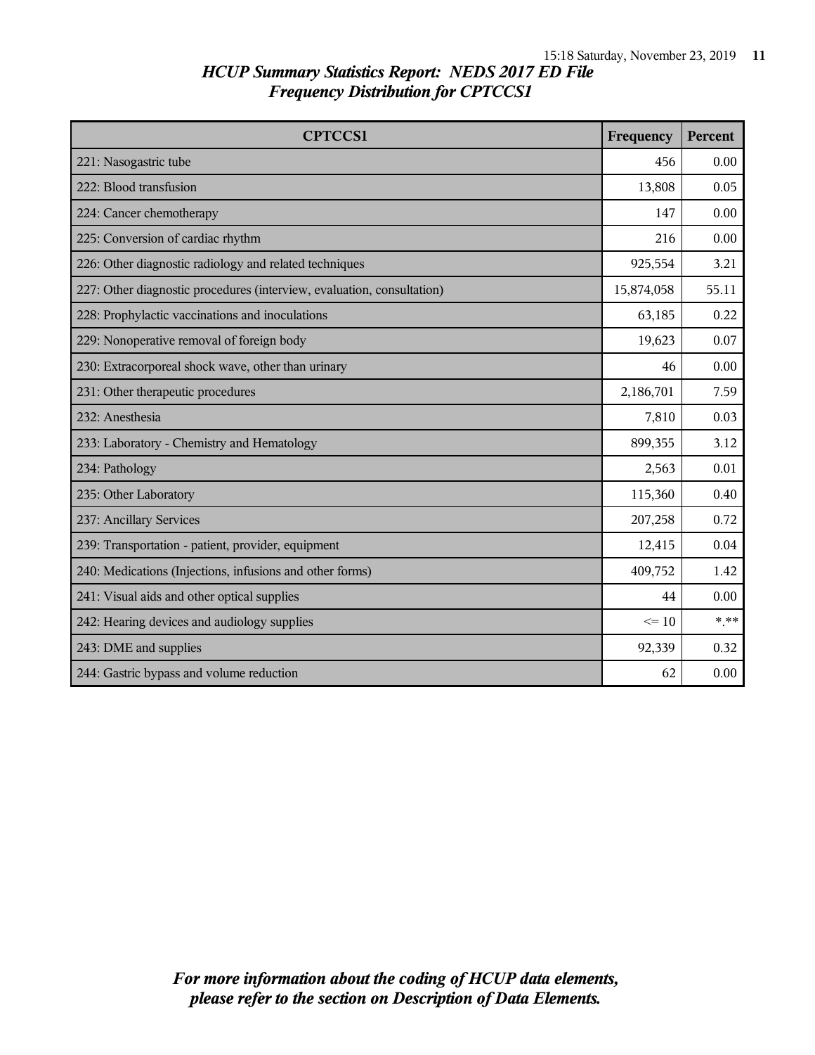# *HCUP Summary Statistics Report: NEDS 2017 ED File*
## *Frequency Distribution for CPTCCS1*

| CPTCCS1 | Frequency | Percent |
|---|---|---|
| 221: Nasogastric tube | 456 | 0.00 |
| 222: Blood transfusion | 13,808 | 0.05 |
| 224: Cancer chemotherapy | 147 | 0.00 |
| 225: Conversion of cardiac rhythm | 216 | 0.00 |
| 226: Other diagnostic radiology and related techniques | 925,554 | 3.21 |
| 227: Other diagnostic procedures (interview, evaluation, consultation) | 15,874,058 | 55.11 |
| 228: Prophylactic vaccinations and inoculations | 63,185 | 0.22 |
| 229: Nonoperative removal of foreign body | 19,623 | 0.07 |
| 230: Extracorporeal shock wave, other than urinary | 46 | 0.00 |
| 231: Other therapeutic procedures | 2,186,701 | 7.59 |
| 232: Anesthesia | 7,810 | 0.03 |
| 233: Laboratory - Chemistry and Hematology | 899,355 | 3.12 |
| 234: Pathology | 2,563 | 0.01 |
| 235: Other Laboratory | 115,360 | 0.40 |
| 237: Ancillary Services | 207,258 | 0.72 |
| 239: Transportation - patient, provider, equipment | 12,415 | 0.04 |
| 240: Medications (Injections, infusions and other forms) | 409,752 | 1.42 |
| 241: Visual aids and other optical supplies | 44 | 0.00 |
| 242: Hearing devices and audiology supplies | <= 10 | *.** |
| 243: DME and supplies | 92,339 | 0.32 |
| 244: Gastric bypass and volume reduction | 62 | 0.00 |

*For more information about the coding of HCUP data elements, please refer to the section on Description of Data Elements.*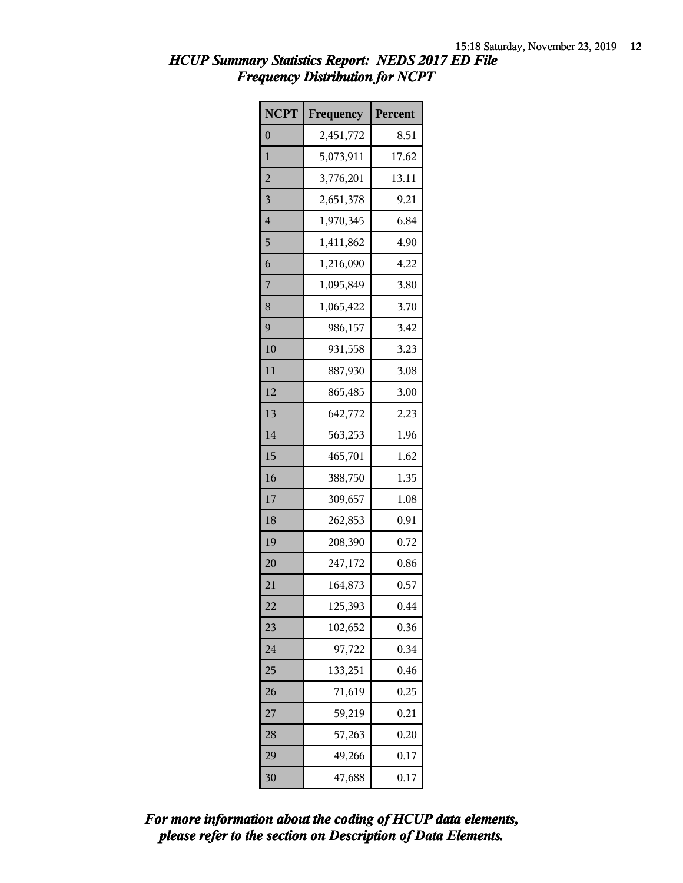# HCUP Summary Statistics Report: NEDS 2017 ED File

## Frequency Distribution for NCPT

| NCPT | Frequency | Percent |
|---|---|---|
| 0 | 2,451,772 | 8.51 |
| 1 | 5,073,911 | 17.62 |
| 2 | 3,776,201 | 13.11 |
| 3 | 2,651,378 | 9.21 |
| 4 | 1,970,345 | 6.84 |
| 5 | 1,411,862 | 4.90 |
| 6 | 1,216,090 | 4.22 |
| 7 | 1,095,849 | 3.80 |
| 8 | 1,065,422 | 3.70 |
| 9 | 986,157 | 3.42 |
| 10 | 931,558 | 3.23 |
| 11 | 887,930 | 3.08 |
| 12 | 865,485 | 3.00 |
| 13 | 642,772 | 2.23 |
| 14 | 563,253 | 1.96 |
| 15 | 465,701 | 1.62 |
| 16 | 388,750 | 1.35 |
| 17 | 309,657 | 1.08 |
| 18 | 262,853 | 0.91 |
| 19 | 208,390 | 0.72 |
| 20 | 247,172 | 0.86 |
| 21 | 164,873 | 0.57 |
| 22 | 125,393 | 0.44 |
| 23 | 102,652 | 0.36 |
| 24 | 97,722 | 0.34 |
| 25 | 133,251 | 0.46 |
| 26 | 71,619 | 0.25 |
| 27 | 59,219 | 0.21 |
| 28 | 57,263 | 0.20 |
| 29 | 49,266 | 0.17 |
| 30 | 47,688 | 0.17 |

***For more information about the coding of HCUP data elements, please refer to the section on Description of Data Elements.***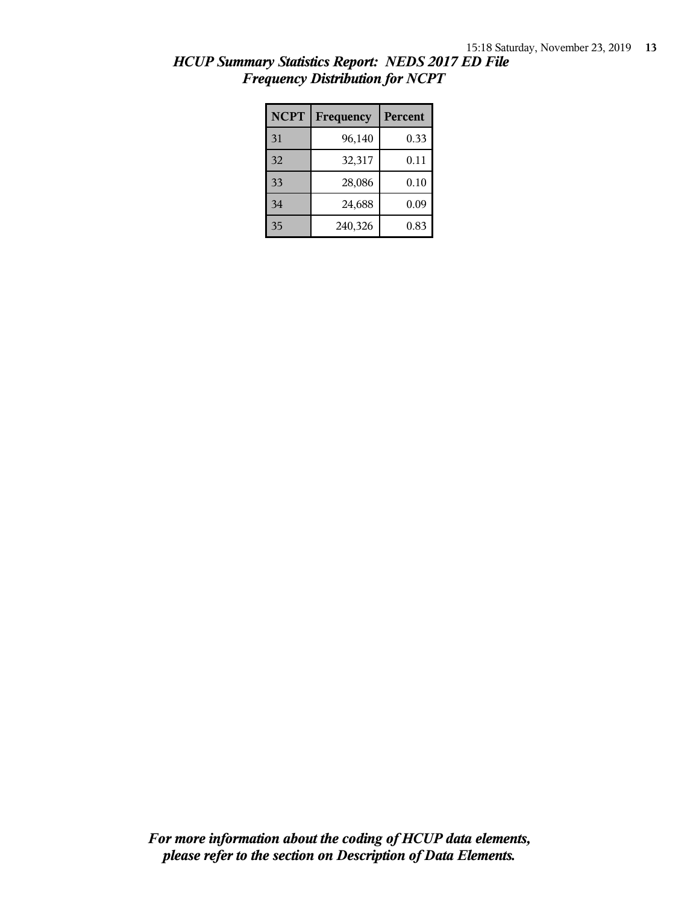# HCUP Summary Statistics Report: NEDS 2017 ED File

## Frequency Distribution for NCPT

| NCPT | Frequency | Percent |
|---|---|---|
| 31 | 96,140 | 0.33 |
| 32 | 32,317 | 0.11 |
| 33 | 28,086 | 0.10 |
| 34 | 24,688 | 0.09 |
| 35 | 240,326 | 0.83 |

***For more information about the coding of HCUP data elements, please refer to the section on Description of Data Elements.***